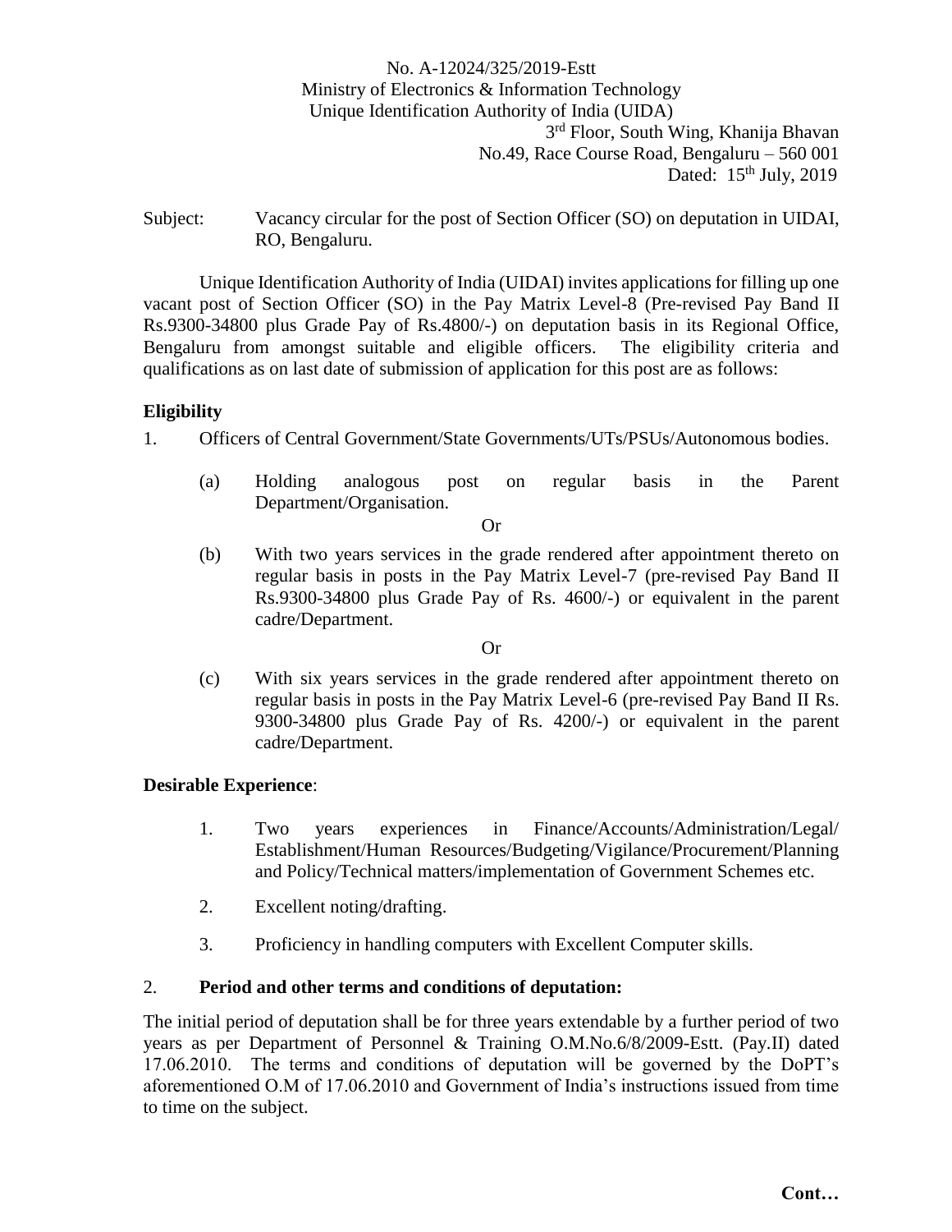No. A-12024/325/2019-Estt
Ministry of Electronics & Information Technology
Unique Identification Authority of India (UIDA)

3rd Floor, South Wing, Khanija Bhavan
No.49, Race Course Road, Bengaluru – 560 001
Dated: 15th July, 2019

Subject: Vacancy circular for the post of Section Officer (SO) on deputation in UIDAI, RO, Bengaluru.

Unique Identification Authority of India (UIDAI) invites applications for filling up one vacant post of Section Officer (SO) in the Pay Matrix Level-8 (Pre-revised Pay Band II Rs.9300-34800 plus Grade Pay of Rs.4800/-) on deputation basis in its Regional Office, Bengaluru from amongst suitable and eligible officers. The eligibility criteria and qualifications as on last date of submission of application for this post are as follows:

**Eligibility**

1. Officers of Central Government/State Governments/UTs/PSUs/Autonomous bodies.

   (a) Holding analogous post on regular basis in the Parent Department/Organisation.

   Or

   (b) With two years services in the grade rendered after appointment thereto on regular basis in posts in the Pay Matrix Level-7 (pre-revised Pay Band II Rs.9300-34800 plus Grade Pay of Rs. 4600/-) or equivalent in the parent cadre/Department.

   Or

   (c) With six years services in the grade rendered after appointment thereto on regular basis in posts in the Pay Matrix Level-6 (pre-revised Pay Band II Rs. 9300-34800 plus Grade Pay of Rs. 4200/-) or equivalent in the parent cadre/Department.

**Desirable Experience**:

1. Two years experiences in Finance/Accounts/Administration/Legal/ Establishment/Human Resources/Budgeting/Vigilance/Procurement/Planning and Policy/Technical matters/implementation of Government Schemes etc.

2. Excellent noting/drafting.

3. Proficiency in handling computers with Excellent Computer skills.

2. **Period and other terms and conditions of deputation:**

The initial period of deputation shall be for three years extendable by a further period of two years as per Department of Personnel & Training O.M.No.6/8/2009-Estt. (Pay.II) dated 17.06.2010. The terms and conditions of deputation will be governed by the DoPT's aforementioned O.M of 17.06.2010 and Government of India's instructions issued from time to time on the subject.

**Cont…**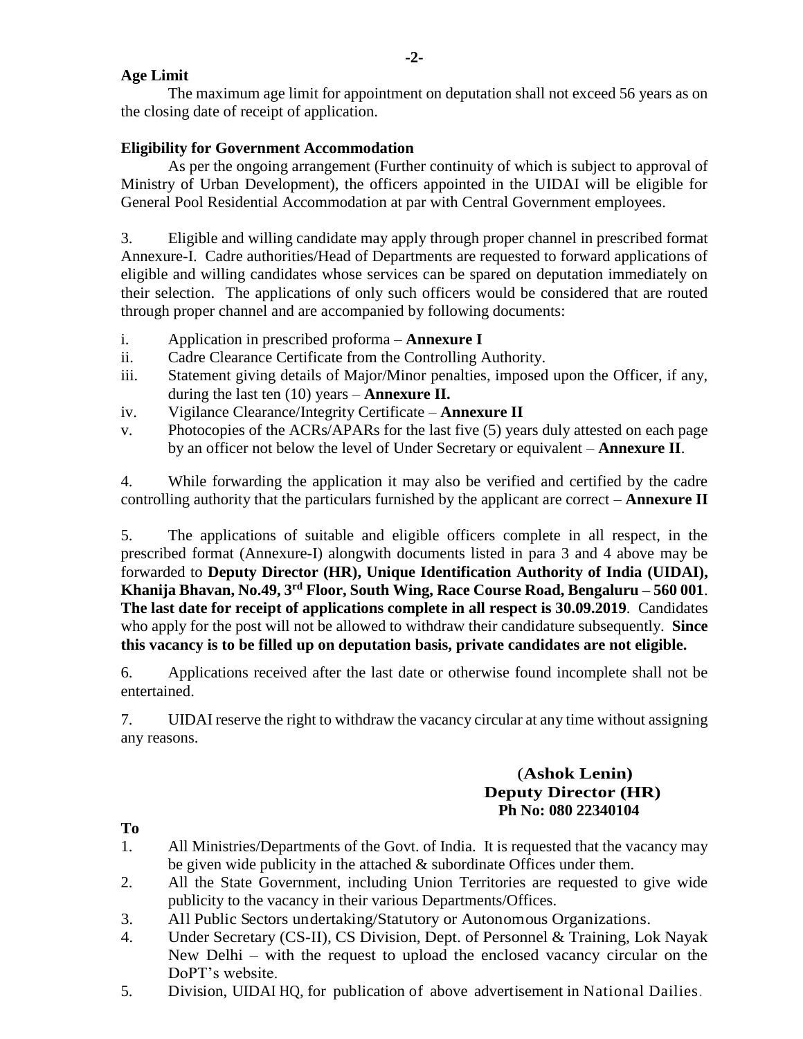**Age Limit**

The maximum age limit for appointment on deputation shall not exceed 56 years as on the closing date of receipt of application.

**Eligibility for Government Accommodation**

As per the ongoing arrangement (Further continuity of which is subject to approval of Ministry of Urban Development), the officers appointed in the UIDAI will be eligible for General Pool Residential Accommodation at par with Central Government employees.

3. Eligible and willing candidate may apply through proper channel in prescribed format Annexure-I. Cadre authorities/Head of Departments are requested to forward applications of eligible and willing candidates whose services can be spared on deputation immediately on their selection. The applications of only such officers would be considered that are routed through proper channel and are accompanied by following documents:

i. Application in prescribed proforma – **Annexure I**
ii. Cadre Clearance Certificate from the Controlling Authority.
iii. Statement giving details of Major/Minor penalties, imposed upon the Officer, if any, during the last ten (10) years – **Annexure II.**
iv. Vigilance Clearance/Integrity Certificate – **Annexure II**
v. Photocopies of the ACRs/APARs for the last five (5) years duly attested on each page by an officer not below the level of Under Secretary or equivalent – **Annexure II**.

4. While forwarding the application it may also be verified and certified by the cadre controlling authority that the particulars furnished by the applicant are correct – **Annexure II**

5. The applications of suitable and eligible officers complete in all respect, in the prescribed format (Annexure-I) alongwith documents listed in para 3 and 4 above may be forwarded to **Deputy Director (HR), Unique Identification Authority of India (UIDAI), Khanija Bhavan, No.49, 3rd Floor, South Wing, Race Course Road, Bengaluru – 560 001**. **The last date for receipt of applications complete in all respect is 30.09.2019**. Candidates who apply for the post will not be allowed to withdraw their candidature subsequently. **Since this vacancy is to be filled up on deputation basis, private candidates are not eligible.**

6. Applications received after the last date or otherwise found incomplete shall not be entertained.

7. UIDAI reserve the right to withdraw the vacancy circular at any time without assigning any reasons.

**(Ashok Lenin)**
**Deputy Director (HR)**
**Ph No: 080 22340104**

**To**

1. All Ministries/Departments of the Govt. of India. It is requested that the vacancy may be given wide publicity in the attached & subordinate Offices under them.
2. All the State Government, including Union Territories are requested to give wide publicity to the vacancy in their various Departments/Offices.
3. All Public Sectors undertaking/Statutory or Autonomous Organizations.
4. Under Secretary (CS-II), CS Division, Dept. of Personnel & Training, Lok Nayak New Delhi – with the request to upload the enclosed vacancy circular on the DoPT's website.
5. Division, UIDAI HQ, for publication of above advertisement in National Dailies.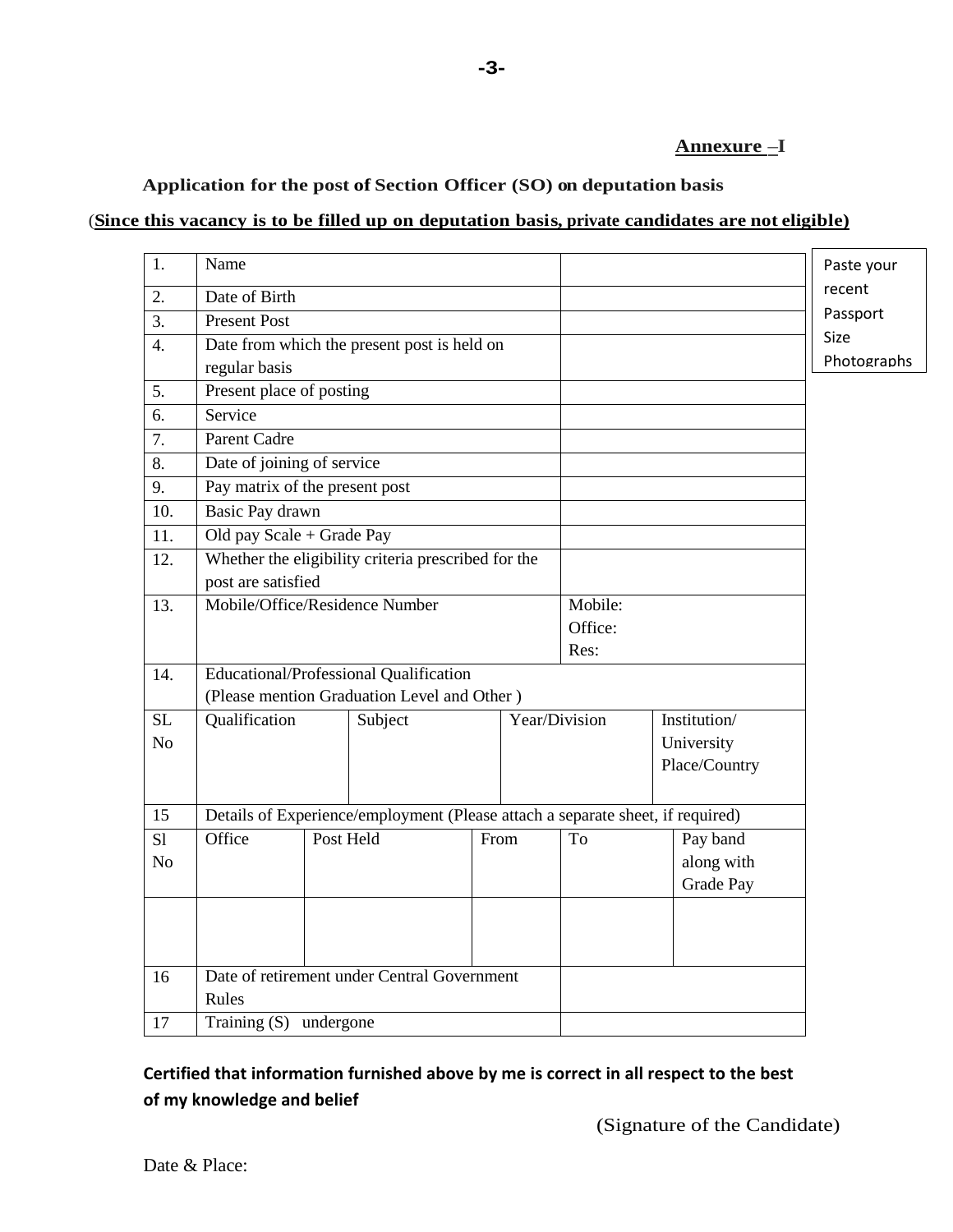**Annexure –I**

**Application for the post of Section Officer (SO) on deputation basis**

(**Since this vacancy is to be filled up on deputation basis, private candidates are not eligible)**

Paste your recent Passport Size Photographs

| 1. | Name | |
|---|---|---|
| 2. | Date of Birth | |
| 3. | Present Post | |
| 4. | Date from which the present post is held on regular basis | |
| 5. | Present place of posting | |
| 6. | Service | |
| 7. | Parent Cadre | |
| 8. | Date of joining of service | |
| 9. | Pay matrix of the present post | |
| 10. | Basic Pay drawn | |
| 11. | Old pay Scale + Grade Pay | |
| 12. | Whether the eligibility criteria prescribed for the post are satisfied | |
| 13. | Mobile/Office/Residence Number | Mobile:<br>Office:<br>Res: |
| 14. | Educational/Professional Qualification<br>(Please mention Graduation Level and Other ) | |

| SL No | Qualification | Subject | Year/Division | Institution/ University Place/Country |
|---|---|---|---|---|
| | | | | |

**15** Details of Experience/employment (Please attach a separate sheet, if required)

| Sl No | Office | Post Held | From | To | Pay band along with Grade Pay |
|---|---|---|---|---|---|
| | | | | | |

| 16 | Date of retirement under Central Government Rules | |
|---|---|---|
| 17 | Training (S) undergone | |

**Certified that information furnished above by me is correct in all respect to the best of my knowledge and belief**

(Signature of the Candidate)

Date & Place: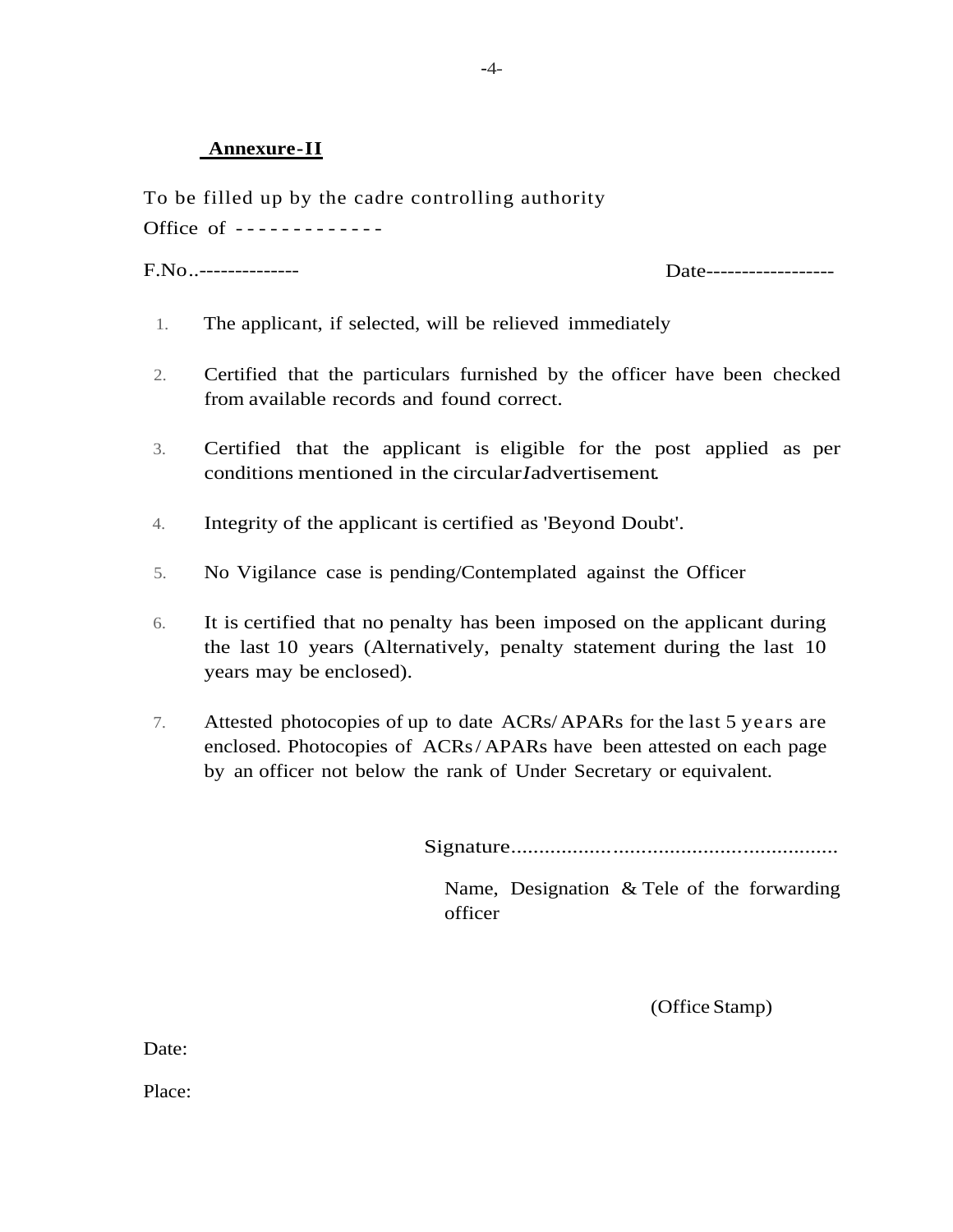**Annexure-II**

To be filled up by the cadre controlling authority

Office of - - - - - - - - - - - - -

F.No..--------------                                                  Date------------------

1. The applicant, if selected, will be relieved immediately

2. Certified that the particulars furnished by the officer have been checked from available records and found correct.

3. Certified that the applicant is eligible for the post applied as per conditions mentioned in the circular/advertisement.

4. Integrity of the applicant is certified as 'Beyond Doubt'.

5. No Vigilance case is pending/Contemplated against the Officer

6. It is certified that no penalty has been imposed on the applicant during the last 10 years (Alternatively, penalty statement during the last 10 years may be enclosed).

7. Attested photocopies of up to date ACRs/ APARs for the last 5 years are enclosed. Photocopies of ACRs / APARs have been attested on each page by an officer not below the rank of Under Secretary or equivalent.

Signature..........................................................

Name, Designation & Tele of the forwarding officer

(Office Stamp)

Date:

Place: